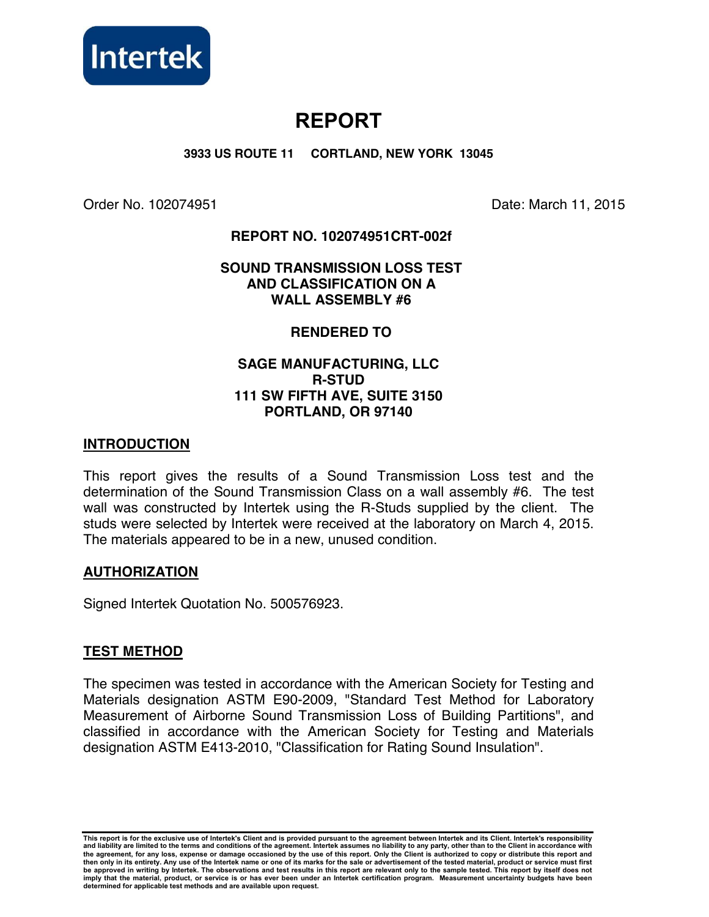Intertek

# REPORT

**3933 US ROUTE 11 CORTLAND, NEW YORK 13045**

Order No. 102074951 Date: March 11, 2015

**REPORT NO. 102074951CRT-002f**

**SOUND TRANSMISSION LOSS TEST AND CLASSIFICATION ON A WALL ASSEMBLY #6**

**RENDERED TO**

**SAGE MANUFACTURING, LLC**
**R-STUD**
**111 SW FIFTH AVE, SUITE 3150**
**PORTLAND, OR 97140**

## INTRODUCTION

This report gives the results of a Sound Transmission Loss test and the determination of the Sound Transmission Class on a wall assembly #6. The test wall was constructed by Intertek using the R-Studs supplied by the client. The studs were selected by Intertek were received at the laboratory on March 4, 2015. The materials appeared to be in a new, unused condition.

## AUTHORIZATION

Signed Intertek Quotation No. 500576923.

## TEST METHOD

The specimen was tested in accordance with the American Society for Testing and Materials designation ASTM E90-2009, "Standard Test Method for Laboratory Measurement of Airborne Sound Transmission Loss of Building Partitions", and classified in accordance with the American Society for Testing and Materials designation ASTM E413-2010, "Classification for Rating Sound Insulation".

**This report is for the exclusive use of Intertek's Client and is provided pursuant to the agreement between Intertek and its Client. Intertek's responsibility and liability are limited to the terms and conditions of the agreement. Intertek assumes no liability to any party, other than to the Client in accordance with the agreement, for any loss, expense or damage occasioned by the use of this report. Only the Client is authorized to copy or distribute this report and then only in its entirety. Any use of the Intertek name or one of its marks for the sale or advertisement of the tested material, product or service must first be approved in writing by Intertek. The observations and test results in this report are relevant only to the sample tested. This report by itself does not imply that the material, product, or service is or has ever been under an Intertek certification program. Measurement uncertainty budgets have been determined for applicable test methods and are available upon request.**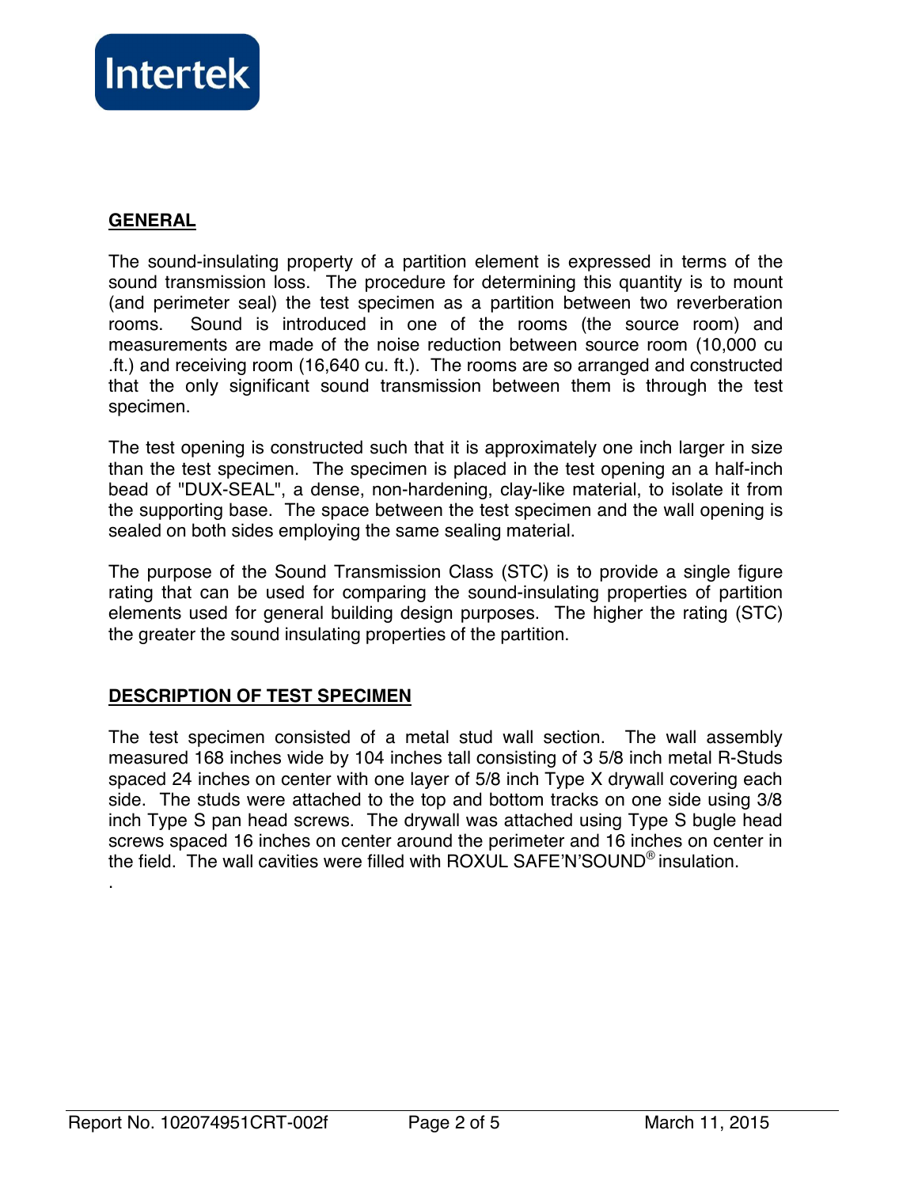## GENERAL

The sound-insulating property of a partition element is expressed in terms of the sound transmission loss. The procedure for determining this quantity is to mount (and perimeter seal) the test specimen as a partition between two reverberation rooms. Sound is introduced in one of the rooms (the source room) and measurements are made of the noise reduction between source room (10,000 cu .ft.) and receiving room (16,640 cu. ft.). The rooms are so arranged and constructed that the only significant sound transmission between them is through the test specimen.

The test opening is constructed such that it is approximately one inch larger in size than the test specimen. The specimen is placed in the test opening an a half-inch bead of "DUX-SEAL", a dense, non-hardening, clay-like material, to isolate it from the supporting base. The space between the test specimen and the wall opening is sealed on both sides employing the same sealing material.

The purpose of the Sound Transmission Class (STC) is to provide a single figure rating that can be used for comparing the sound-insulating properties of partition elements used for general building design purposes. The higher the rating (STC) the greater the sound insulating properties of the partition.

## DESCRIPTION OF TEST SPECIMEN

The test specimen consisted of a metal stud wall section. The wall assembly measured 168 inches wide by 104 inches tall consisting of 3 5/8 inch metal R-Studs spaced 24 inches on center with one layer of 5/8 inch Type X drywall covering each side. The studs were attached to the top and bottom tracks on one side using 3/8 inch Type S pan head screws. The drywall was attached using Type S bugle head screws spaced 16 inches on center around the perimeter and 16 inches on center in the field. The wall cavities were filled with ROXUL SAFE'N'SOUND® insulation.

.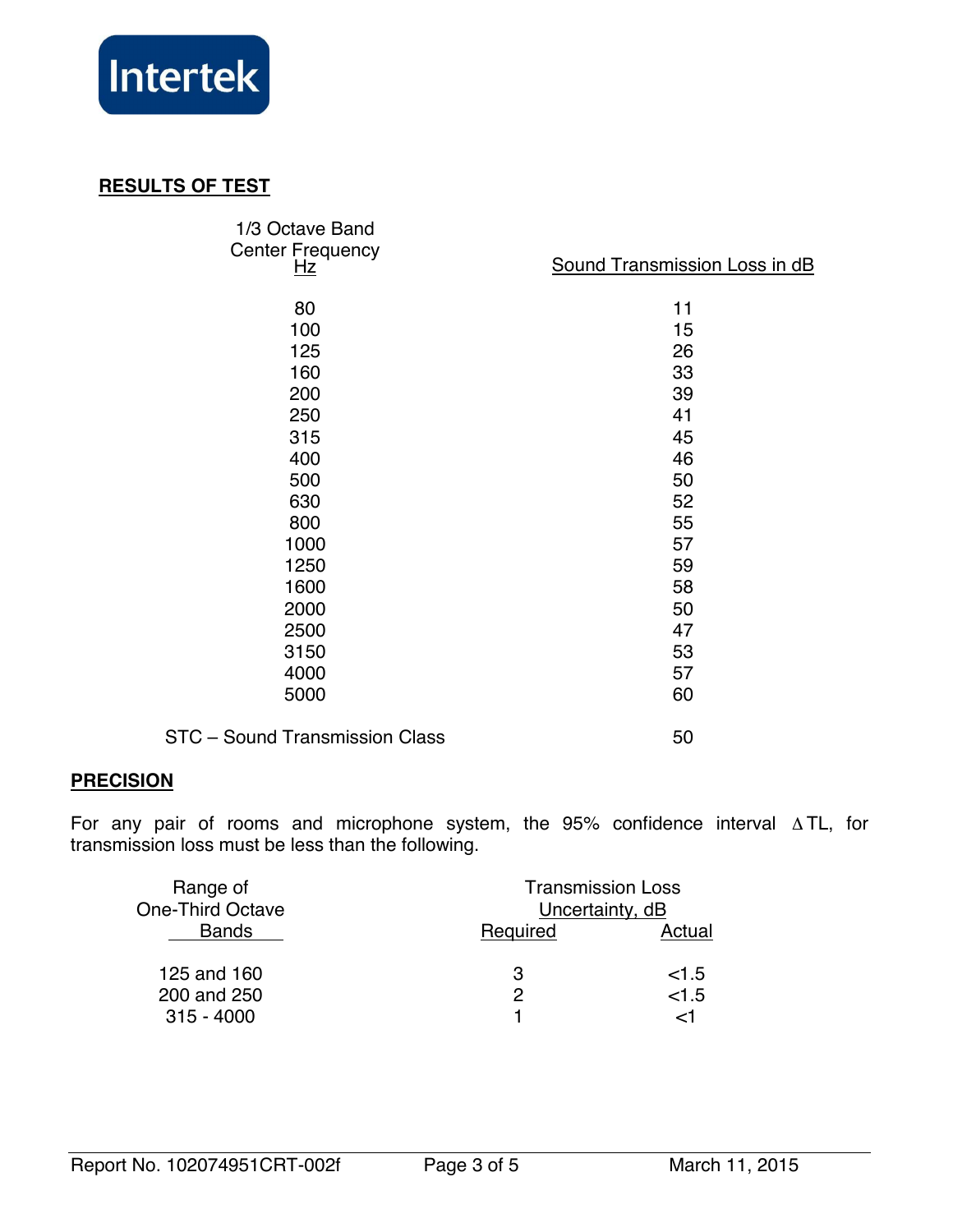Intertek

## RESULTS OF TEST

| 1/3 Octave Band Center Frequency Hz | Sound Transmission Loss in dB |
|---|---|
| 80 | 11 |
| 100 | 15 |
| 125 | 26 |
| 160 | 33 |
| 200 | 39 |
| 250 | 41 |
| 315 | 45 |
| 400 | 46 |
| 500 | 50 |
| 630 | 52 |
| 800 | 55 |
| 1000 | 57 |
| 1250 | 59 |
| 1600 | 58 |
| 2000 | 50 |
| 2500 | 47 |
| 3150 | 53 |
| 4000 | 57 |
| 5000 | 60 |
| STC – Sound Transmission Class | 50 |

## PRECISION

For any pair of rooms and microphone system, the 95% confidence interval $\Delta$TL, for transmission loss must be less than the following.

| Range of One-Third Octave Bands | Transmission Loss Uncertainty, dB | |
|---|---|---|
| | Required | Actual |
| 125 and 160 | 3 | <1.5 |
| 200 and 250 | 2 | <1.5 |
| 315 - 4000 | 1 | <1 |

Report No. 102074951CRT-002f March 11, 2015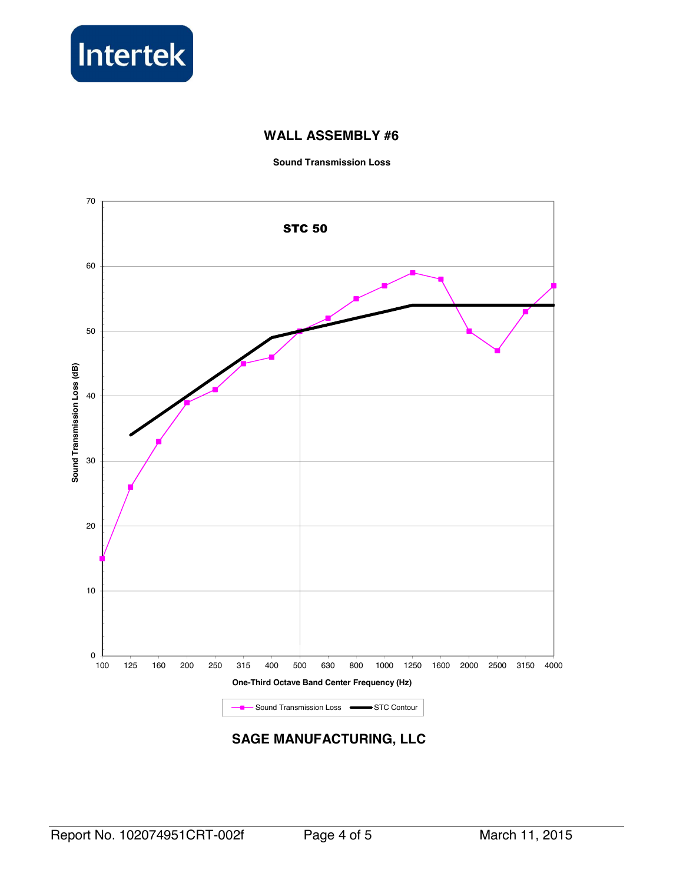Intertek

## WALL ASSEMBLY #6

**Sound Transmission Loss**

STC 50

Sound Transmission Loss (dB)

One-Third Octave Band Center Frequency (Hz)

Sound Transmission Loss — STC Contour

## SAGE MANUFACTURING, LLC

Report No. 102074951CRT-002f — March 11, 2015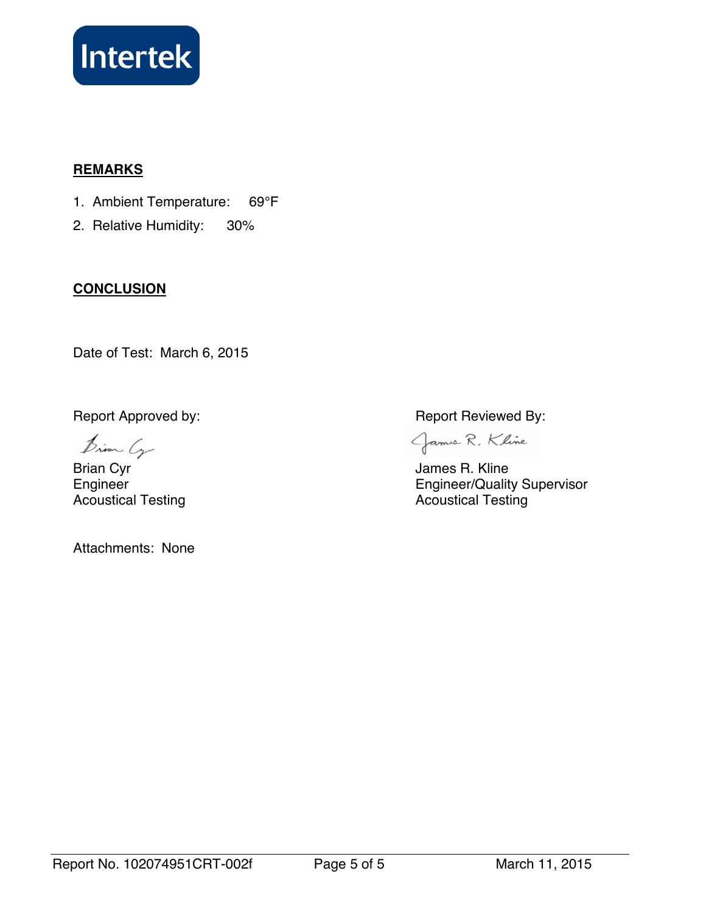**REMARKS**

1. Ambient Temperature: 69°F
2. Relative Humidity: 30%

**CONCLUSION**

Date of Test: March 6, 2015

Report Approved by:

Brian Cyr
Engineer
Acoustical Testing

Report Reviewed By:

James R. Kline
Engineer/Quality Supervisor
Acoustical Testing

Attachments: None